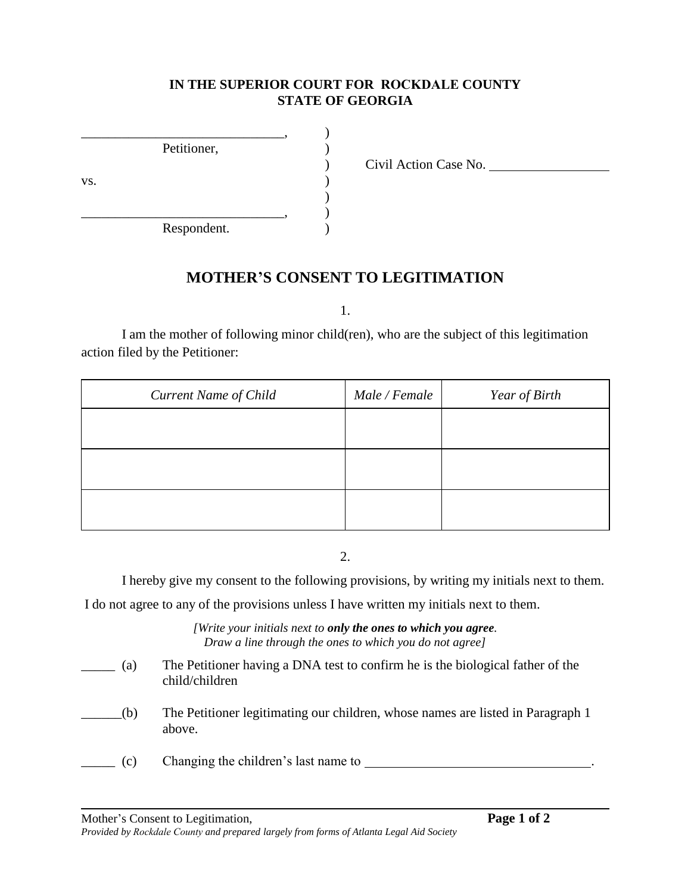**IN THE SUPERIOR COURT FOR ROCKDALE COUNTY**
**STATE OF GEORGIA**

______________________________, )
Petitioner, )
) Civil Action Case No. __________________
vs. )
)
______________________________, )
Respondent. )

# MOTHER'S CONSENT TO LEGITIMATION

1.

I am the mother of following minor child(ren), who are the subject of this legitimation action filed by the Petitioner:

| *Current Name of Child* | *Male / Female* | *Year of Birth* |
|---|---|---|
| | | |
| | | |
| | | |

2.

I hereby give my consent to the following provisions, by writing my initials next to them. I do not agree to any of the provisions unless I have written my initials next to them.

*[Write your initials next to **only the ones to which you agree**. Draw a line through the ones to which you do not agree]*

_____ (a) The Petitioner having a DNA test to confirm he is the biological father of the child/children

______(b) The Petitioner legitimating our children, whose names are listed in Paragraph 1 above.

_____ (c) Changing the children's last name to __________________________________.

Mother's Consent to Legitimation,
*Provided by Rockdale County and prepared largely from forms of Atlanta Legal Aid Society*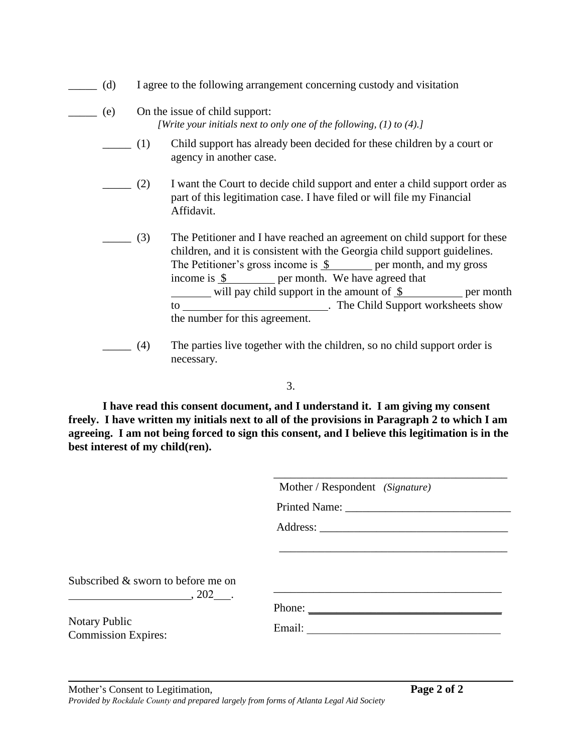_____ (d) I agree to the following arrangement concerning custody and visitation

_____ (e) On the issue of child support:
*[Write your initials next to only one of the following, (1) to (4).]*

_____ (1) Child support has already been decided for these children by a court or agency in another case.

_____ (2) I want the Court to decide child support and enter a child support order as part of this legitimation case. I have filed or will file my Financial Affidavit.

_____ (3) The Petitioner and I have reached an agreement on child support for these children, and it is consistent with the Georgia child support guidelines. The Petitioner's gross income is $________ per month, and my gross income is $_________ per month. We have agreed that _______ will pay child support in the amount of $___________ per month to __________________________. The Child Support worksheets show the number for this agreement.

_____ (4) The parties live together with the children, so no child support order is necessary.

3.

**I have read this consent document, and I understand it. I am giving my consent freely. I have written my initials next to all of the provisions in Paragraph 2 to which I am agreeing. I am not being forced to sign this consent, and I believe this legitimation is in the best interest of my child(ren).**

__________________________________________
Mother / Respondent *(Signature)*

Printed Name: _____________________________

Address: _________________________________

__________________________________________

Subscribed & sworn to before me on
_____________________, 202___.

Notary Public
Commission Expires:

__________________________________________

Phone: ___________________________________

Email: ___________________________________

Mother's Consent to Legitimation,
*Provided by Rockdale County and prepared largely from forms of Atlanta Legal Aid Society*